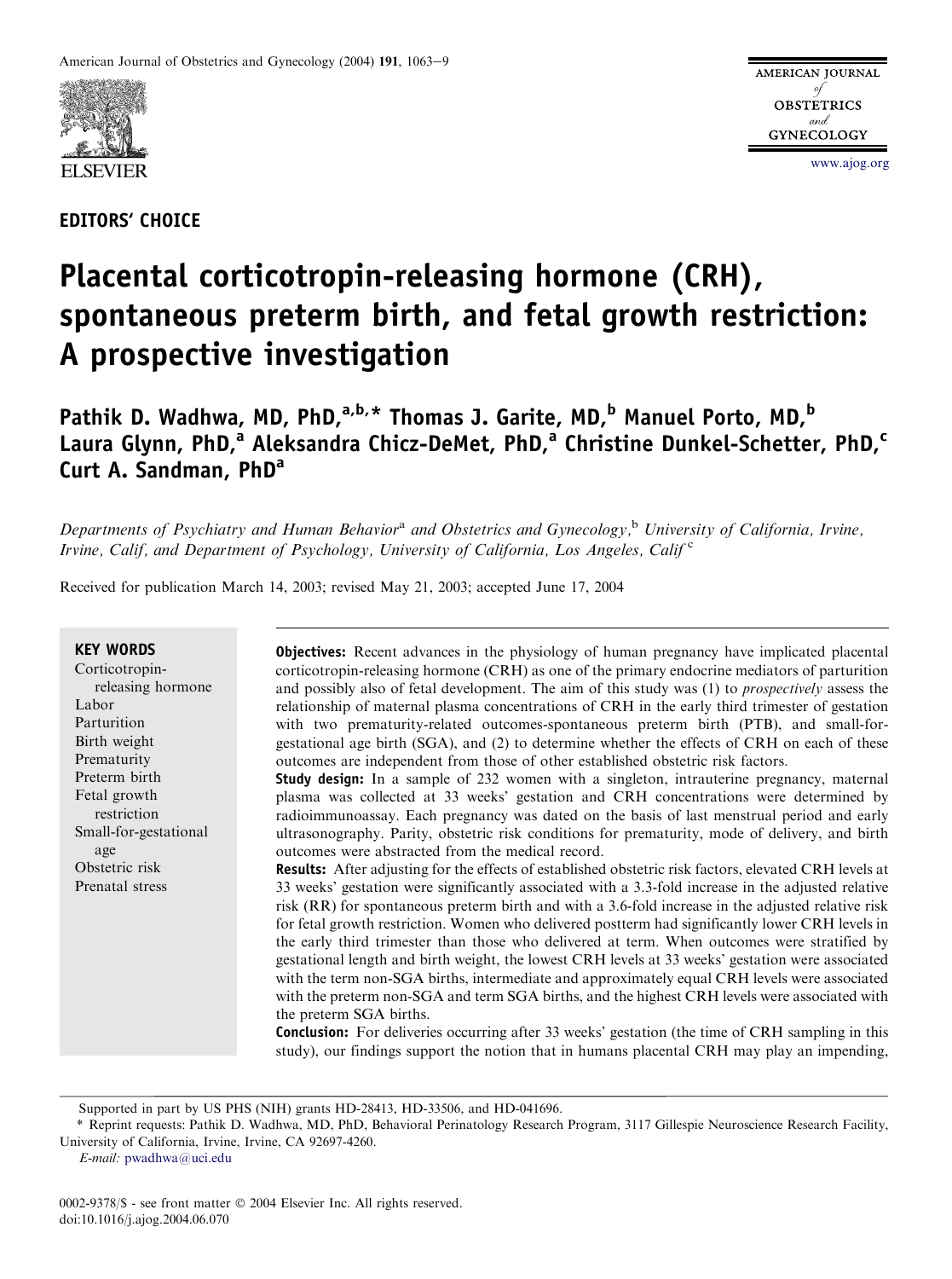EDITORS' CHOICE

# Placental corticotropin-releasing hormone (CRH), spontaneous preterm birth, and fetal growth restriction: A prospective investigation

**Pathik D. Wadhwa, MD, PhD,[a,b,*] Thomas J. Garite, MD,[b] Manuel Porto, MD,[b] Laura Glynn, PhD,[a] Aleksandra Chicz-DeMet, PhD,[a] Christine Dunkel-Schetter, PhD,[c] Curt A. Sandman, PhD[a]**

*Departments of Psychiatry and Human Behavior[a] and Obstetrics and Gynecology,[b] University of California, Irvine, Irvine, Calif, and Department of Psychology, University of California, Los Angeles, Calif[c]*

Received for publication March 14, 2003; revised May 21, 2003; accepted June 17, 2004

**KEY WORDS**
Corticotropin-releasing hormone
Labor
Parturition
Birth weight
Prematurity
Preterm birth
Fetal growth restriction
Small-for-gestational age
Obstetric risk
Prenatal stress

**Objectives:** Recent advances in the physiology of human pregnancy have implicated placental corticotropin-releasing hormone (CRH) as one of the primary endocrine mediators of parturition and possibly also of fetal development. The aim of this study was (1) to *prospectively* assess the relationship of maternal plasma concentrations of CRH in the early third trimester of gestation with two prematurity-related outcomes-spontaneous preterm birth (PTB), and small-for-gestational age birth (SGA), and (2) to determine whether the effects of CRH on each of these outcomes are independent from those of other established obstetric risk factors.

**Study design:** In a sample of 232 women with a singleton, intrauterine pregnancy, maternal plasma was collected at 33 weeks' gestation and CRH concentrations were determined by radioimmunoassay. Each pregnancy was dated on the basis of last menstrual period and early ultrasonography. Parity, obstetric risk conditions for prematurity, mode of delivery, and birth outcomes were abstracted from the medical record.

**Results:** After adjusting for the effects of established obstetric risk factors, elevated CRH levels at 33 weeks' gestation were significantly associated with a 3.3-fold increase in the adjusted relative risk (RR) for spontaneous preterm birth and with a 3.6-fold increase in the adjusted relative risk for fetal growth restriction. Women who delivered postterm had significantly lower CRH levels in the early third trimester than those who delivered at term. When outcomes were stratified by gestational length and birth weight, the lowest CRH levels at 33 weeks' gestation were associated with the term non-SGA births, intermediate and approximately equal CRH levels were associated with the preterm non-SGA and term SGA births, and the highest CRH levels were associated with the preterm SGA births.

**Conclusion:** For deliveries occurring after 33 weeks' gestation (the time of CRH sampling in this study), our findings support the notion that in humans placental CRH may play an impending,

Supported in part by US PHS (NIH) grants HD-28413, HD-33506, and HD-041696.

\* Reprint requests: Pathik D. Wadhwa, MD, PhD, Behavioral Perinatology Research Program, 3117 Gillespie Neuroscience Research Facility, University of California, Irvine, Irvine, CA 92697-4260.
*E-mail:* pwadhwa@uci.edu

0002-9378/$ - see front matter © 2004 Elsevier Inc. All rights reserved.
doi:10.1016/j.ajog.2004.06.070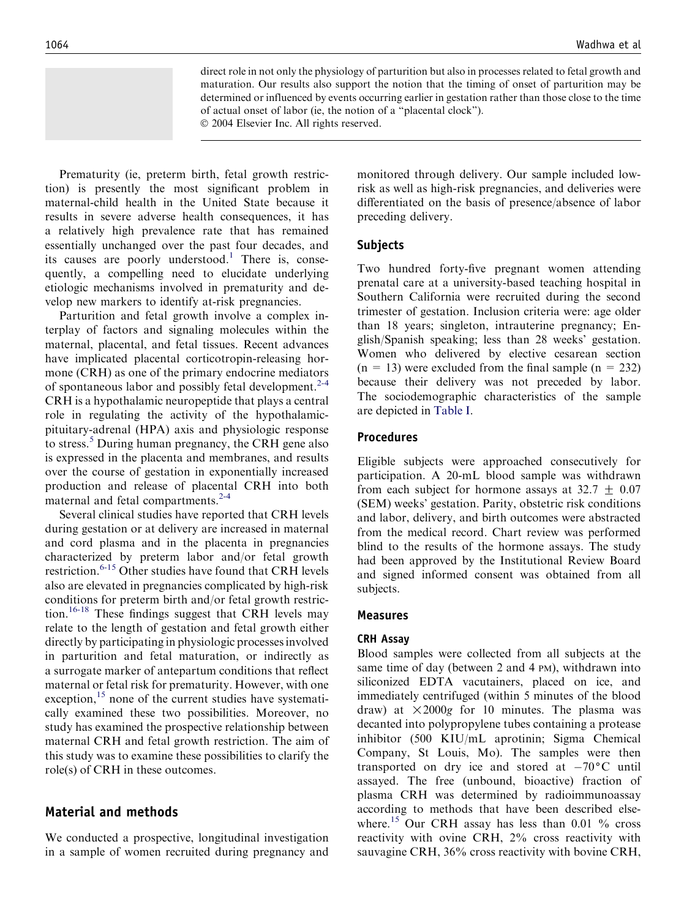direct role in not only the physiology of parturition but also in processes related to fetal growth and maturation. Our results also support the notion that the timing of onset of parturition may be determined or influenced by events occurring earlier in gestation rather than those close to the time of actual onset of labor (ie, the notion of a "placental clock").
© 2004 Elsevier Inc. All rights reserved.

Prematurity (ie, preterm birth, fetal growth restriction) is presently the most significant problem in maternal-child health in the United State because it results in severe adverse health consequences, it has a relatively high prevalence rate that has remained essentially unchanged over the past four decades, and its causes are poorly understood.[1] There is, consequently, a compelling need to elucidate underlying etiologic mechanisms involved in prematurity and develop new markers to identify at-risk pregnancies.

Parturition and fetal growth involve a complex interplay of factors and signaling molecules within the maternal, placental, and fetal tissues. Recent advances have implicated placental corticotropin-releasing hormone (CRH) as one of the primary endocrine mediators of spontaneous labor and possibly fetal development.[2-4] CRH is a hypothalamic neuropeptide that plays a central role in regulating the activity of the hypothalamic-pituitary-adrenal (HPA) axis and physiologic response to stress.[5] During human pregnancy, the CRH gene also is expressed in the placenta and membranes, and results over the course of gestation in exponentially increased production and release of placental CRH into both maternal and fetal compartments.[2-4]

Several clinical studies have reported that CRH levels during gestation or at delivery are increased in maternal and cord plasma and in the placenta in pregnancies characterized by preterm labor and/or fetal growth restriction.[6-15] Other studies have found that CRH levels also are elevated in pregnancies complicated by high-risk conditions for preterm birth and/or fetal growth restriction.[16-18] These findings suggest that CRH levels may relate to the length of gestation and fetal growth either directly by participating in physiologic processes involved in parturition and fetal maturation, or indirectly as a surrogate marker of antepartum conditions that reflect maternal or fetal risk for prematurity. However, with one exception,[15] none of the current studies have systematically examined these two possibilities. Moreover, no study has examined the prospective relationship between maternal CRH and fetal growth restriction. The aim of this study was to examine these possibilities to clarify the role(s) of CRH in these outcomes.

## Material and methods

We conducted a prospective, longitudinal investigation in a sample of women recruited during pregnancy and monitored through delivery. Our sample included low-risk as well as high-risk pregnancies, and deliveries were differentiated on the basis of presence/absence of labor preceding delivery.

### Subjects

Two hundred forty-five pregnant women attending prenatal care at a university-based teaching hospital in Southern California were recruited during the second trimester of gestation. Inclusion criteria were: age older than 18 years; singleton, intrauterine pregnancy; English/Spanish speaking; less than 28 weeks' gestation. Women who delivered by elective cesarean section ($n = 13$) were excluded from the final sample ($n = 232$) because their delivery was not preceded by labor. The sociodemographic characteristics of the sample are depicted in Table I.

### Procedures

Eligible subjects were approached consecutively for participation. A 20-mL blood sample was withdrawn from each subject for hormone assays at $32.7 \pm 0.07$ (SEM) weeks' gestation. Parity, obstetric risk conditions and labor, delivery, and birth outcomes were abstracted from the medical record. Chart review was performed blind to the results of the hormone assays. The study had been approved by the Institutional Review Board and signed informed consent was obtained from all subjects.

### Measures

#### CRH Assay

Blood samples were collected from all subjects at the same time of day (between 2 and 4 PM), withdrawn into siliconized EDTA vacutainers, placed on ice, and immediately centrifuged (within 5 minutes of the blood draw) at $\times 2000g$ for 10 minutes. The plasma was decanted into polypropylene tubes containing a protease inhibitor (500 KIU/mL aprotinin; Sigma Chemical Company, St Louis, Mo). The samples were then transported on dry ice and stored at $-70°C$ until assayed. The free (unbound, bioactive) fraction of plasma CRH was determined by radioimmunoassay according to methods that have been described elsewhere.[15] Our CRH assay has less than 0.01 % cross reactivity with ovine CRH, 2% cross reactivity with sauvagine CRH, 36% cross reactivity with bovine CRH,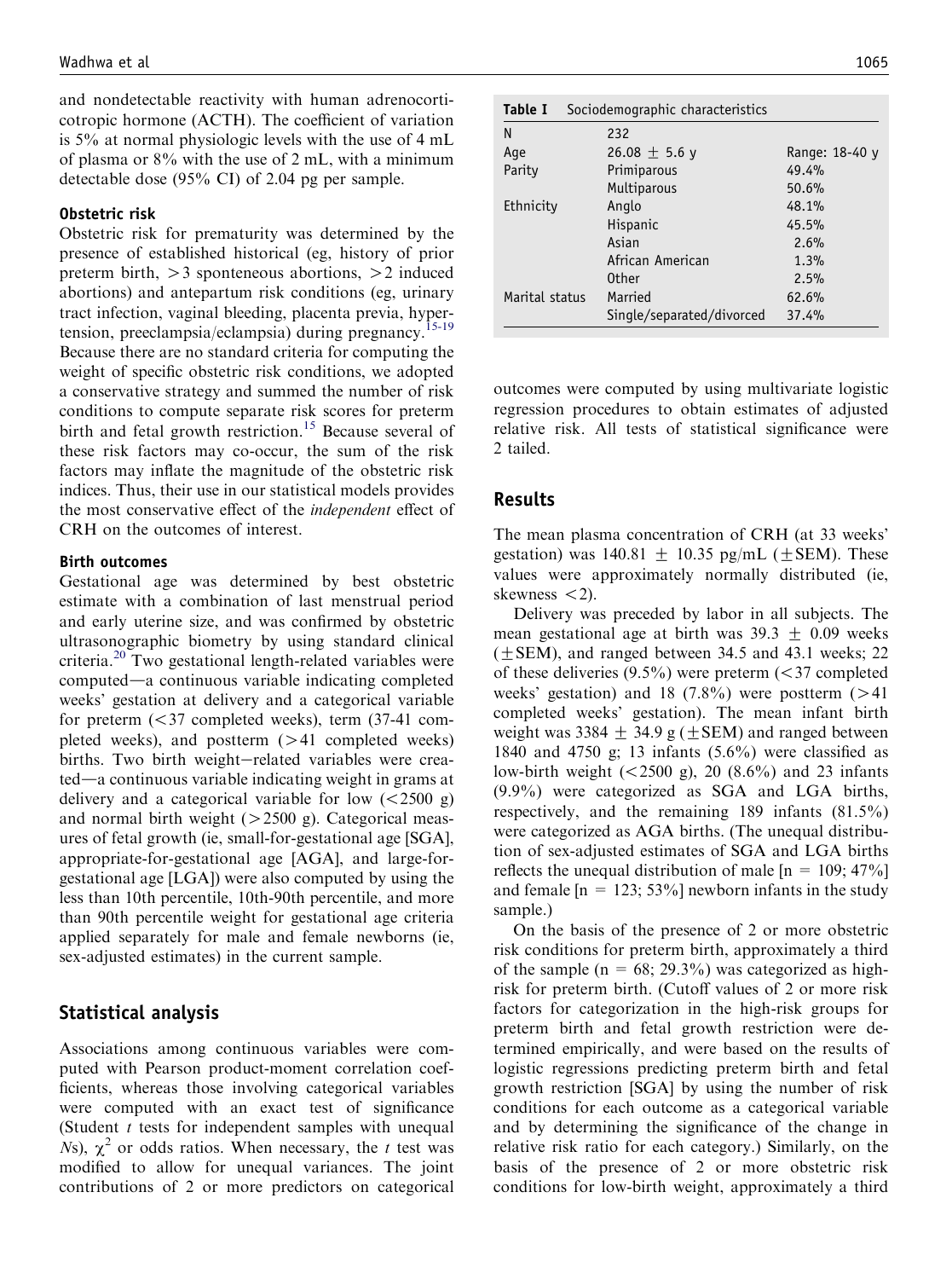and nondetectable reactivity with human adrenocorticotropic hormone (ACTH). The coefficient of variation is 5% at normal physiologic levels with the use of 4 mL of plasma or 8% with the use of 2 mL, with a minimum detectable dose (95% CI) of 2.04 pg per sample.

### Obstetric risk

Obstetric risk for prematurity was determined by the presence of established historical (eg, history of prior preterm birth, >3 sponteneous abortions, >2 induced abortions) and antepartum risk conditions (eg, urinary tract infection, vaginal bleeding, placenta previa, hypertension, preeclampsia/eclampsia) during pregnancy.[15-19] Because there are no standard criteria for computing the weight of specific obstetric risk conditions, we adopted a conservative strategy and summed the number of risk conditions to compute separate risk scores for preterm birth and fetal growth restriction.[15] Because several of these risk factors may co-occur, the sum of the risk factors may inflate the magnitude of the obstetric risk indices. Thus, their use in our statistical models provides the most conservative effect of the *independent* effect of CRH on the outcomes of interest.

### Birth outcomes

Gestational age was determined by best obstetric estimate with a combination of last menstrual period and early uterine size, and was confirmed by obstetric ultrasonographic biometry by using standard clinical criteria.[20] Two gestational length-related variables were computed—a continuous variable indicating completed weeks' gestation at delivery and a categorical variable for preterm (<37 completed weeks), term (37-41 completed weeks), and postterm (>41 completed weeks) births. Two birth weight–related variables were created—a continuous variable indicating weight in grams at delivery and a categorical variable for low (<2500 g) and normal birth weight (>2500 g). Categorical measures of fetal growth (ie, small-for-gestational age [SGA], appropriate-for-gestational age [AGA], and large-for-gestational age [LGA]) were also computed by using the less than 10th percentile, 10th-90th percentile, and more than 90th percentile weight for gestational age criteria applied separately for male and female newborns (ie, sex-adjusted estimates) in the current sample.

## Statistical analysis

Associations among continuous variables were computed with Pearson product-moment correlation coefficients, whereas those involving categorical variables were computed with an exact test of significance (Student *t* tests for independent samples with unequal *N*s), $\chi^2$ or odds ratios. When necessary, the *t* test was modified to allow for unequal variances. The joint contributions of 2 or more predictors on categorical outcomes were computed by using multivariate logistic regression procedures to obtain estimates of adjusted relative risk. All tests of statistical significance were 2 tailed.

**Table I** Sociodemographic characteristics

| | | |
|---|---|---|
| N | 232 | |
| Age | 26.08 ± 5.6 y | Range: 18-40 y |
| Parity | Primiparous | 49.4% |
| | Multiparous | 50.6% |
| Ethnicity | Anglo | 48.1% |
| | Hispanic | 45.5% |
| | Asian | 2.6% |
| | African American | 1.3% |
| | Other | 2.5% |
| Marital status | Married | 62.6% |
| | Single/separated/divorced | 37.4% |

## Results

The mean plasma concentration of CRH (at 33 weeks' gestation) was 140.81 ± 10.35 pg/mL (±SEM). These values were approximately normally distributed (ie, skewness <2).

Delivery was preceded by labor in all subjects. The mean gestational age at birth was 39.3 ± 0.09 weeks (±SEM), and ranged between 34.5 and 43.1 weeks; 22 of these deliveries (9.5%) were preterm (<37 completed weeks' gestation) and 18 (7.8%) were postterm (>41 completed weeks' gestation). The mean infant birth weight was 3384 ± 34.9 g (±SEM) and ranged between 1840 and 4750 g; 13 infants (5.6%) were classified as low-birth weight (<2500 g), 20 (8.6%) and 23 infants (9.9%) were categorized as SGA and LGA births, respectively, and the remaining 189 infants (81.5%) were categorized as AGA births. (The unequal distribution of sex-adjusted estimates of SGA and LGA births reflects the unequal distribution of male [n = 109; 47%] and female [n = 123; 53%] newborn infants in the study sample.)

On the basis of the presence of 2 or more obstetric risk conditions for preterm birth, approximately a third of the sample (n = 68; 29.3%) was categorized as high-risk for preterm birth. (Cutoff values of 2 or more risk factors for categorization in the high-risk groups for preterm birth and fetal growth restriction were determined empirically, and were based on the results of logistic regressions predicting preterm birth and fetal growth restriction [SGA] by using the number of risk conditions for each outcome as a categorical variable and by determining the significance of the change in relative risk ratio for each category.) Similarly, on the basis of the presence of 2 or more obstetric risk conditions for low-birth weight, approximately a third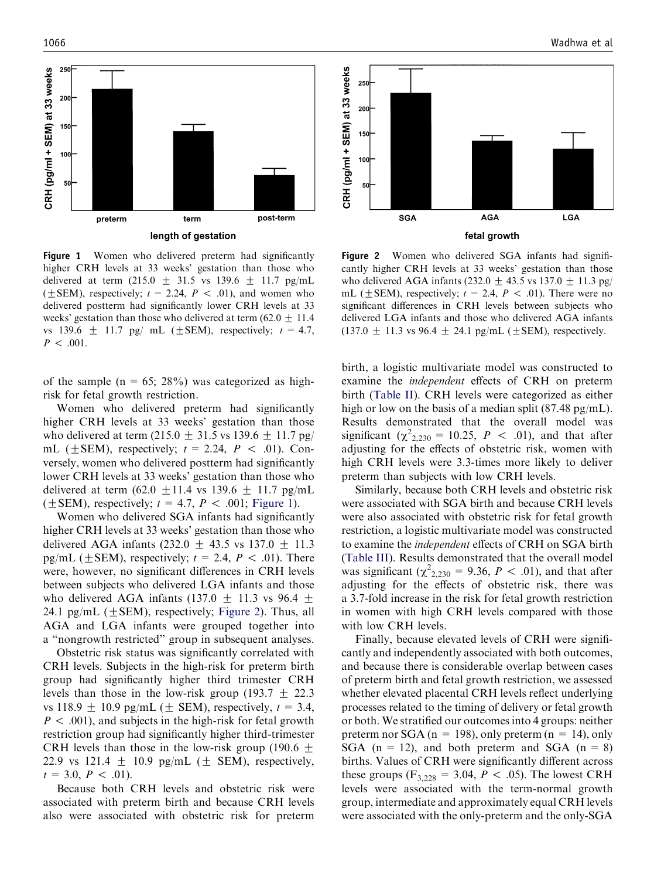**Figure 1** Women who delivered preterm had significantly higher CRH levels at 33 weeks' gestation than those who delivered at term (215.0 ± 31.5 vs 139.6 ± 11.7 pg/mL (±SEM), respectively; $t = 2.24$, $P < .01$), and women who delivered postterm had significantly lower CRH levels at 33 weeks' gestation than those who delivered at term (62.0 ± 11.4 vs 139.6 ± 11.7 pg/ mL (±SEM), respectively; $t = 4.7$, $P < .001$.

**Figure 2** Women who delivered SGA infants had significantly higher CRH levels at 33 weeks' gestation than those who delivered AGA infants (232.0 ± 43.5 vs 137.0 ± 11.3 pg/mL (±SEM), respectively; $t = 2.4$, $P < .01$). There were no significant differences in CRH levels between subjects who delivered LGA infants and those who delivered AGA infants (137.0 ± 11.3 vs 96.4 ± 24.1 pg/mL (±SEM), respectively.

of the sample (n = 65; 28%) was categorized as high-risk for fetal growth restriction.

Women who delivered preterm had significantly higher CRH levels at 33 weeks' gestation than those who delivered at term (215.0 ± 31.5 vs 139.6 ± 11.7 pg/mL (±SEM), respectively; $t = 2.24$, $P < .01$). Conversely, women who delivered postterm had significantly lower CRH levels at 33 weeks' gestation than those who delivered at term (62.0 ±11.4 vs 139.6 ± 11.7 pg/mL (±SEM), respectively; $t = 4.7$, $P < .001$; Figure 1).

Women who delivered SGA infants had significantly higher CRH levels at 33 weeks' gestation than those who delivered AGA infants (232.0 ± 43.5 vs 137.0 ± 11.3 pg/mL (±SEM), respectively; $t = 2.4$, $P < .01$). There were, however, no significant differences in CRH levels between subjects who delivered LGA infants and those who delivered AGA infants (137.0 ± 11.3 vs 96.4 ± 24.1 pg/mL (±SEM), respectively; Figure 2). Thus, all AGA and LGA infants were grouped together into a "nongrowth restricted" group in subsequent analyses.

Obstetric risk status was significantly correlated with CRH levels. Subjects in the high-risk for preterm birth group had significantly higher third trimester CRH levels than those in the low-risk group (193.7 ± 22.3 vs 118.9 ± 10.9 pg/mL (± SEM), respectively, $t = 3.4$, $P < .001$), and subjects in the high-risk for fetal growth restriction group had significantly higher third-trimester CRH levels than those in the low-risk group (190.6 ± 22.9 vs 121.4 ± 10.9 pg/mL (± SEM), respectively, $t = 3.0$, $P < .01$).

Because both CRH levels and obstetric risk were associated with preterm birth and because CRH levels also were associated with obstetric risk for preterm birth, a logistic multivariate model was constructed to examine the *independent* effects of CRH on preterm birth (Table II). CRH levels were categorized as either high or low on the basis of a median split (87.48 pg/mL). Results demonstrated that the overall model was significant ($\chi^2_{2,230} = 10.25$, $P < .01$), and that after adjusting for the effects of obstetric risk, women with high CRH levels were 3.3-times more likely to deliver preterm than subjects with low CRH levels.

Similarly, because both CRH levels and obstetric risk were associated with SGA birth and because CRH levels were also associated with obstetric risk for fetal growth restriction, a logistic multivariate model was constructed to examine the *independent* effects of CRH on SGA birth (Table III). Results demonstrated that the overall model was significant ($\chi^2_{2,230} = 9.36$, $P < .01$), and that after adjusting for the effects of obstetric risk, there was a 3.7-fold increase in the risk for fetal growth restriction in women with high CRH levels compared with those with low CRH levels.

Finally, because elevated levels of CRH were significantly and independently associated with both outcomes, and because there is considerable overlap between cases of preterm birth and fetal growth restriction, we assessed whether elevated placental CRH levels reflect underlying processes related to the timing of delivery or fetal growth or both. We stratified our outcomes into 4 groups: neither preterm nor SGA (n = 198), only preterm (n = 14), only SGA (n = 12), and both preterm and SGA (n = 8) births. Values of CRH were significantly different across these groups ($F_{3,228} = 3.04$, $P < .05$). The lowest CRH levels were associated with the term-normal growth group, intermediate and approximately equal CRH levels were associated with the only-preterm and the only-SGA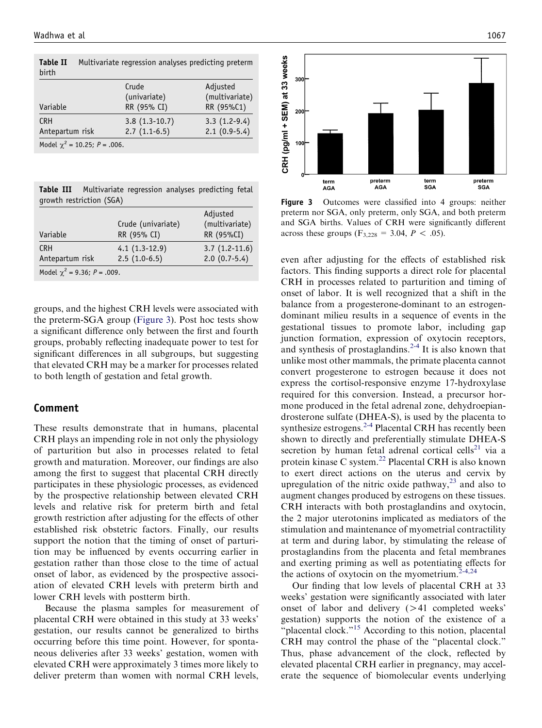**Table II** Multivariate regression analyses predicting preterm birth

| Variable | Crude (univariate) RR (95% CI) | Adjusted (multivariate) RR (95%C1) |
|---|---|---|
| CRH | 3.8 (1.3-10.7) | 3.3 (1.2-9.4) |
| Antepartum risk | 2.7 (1.1-6.5) | 2.1 (0.9-5.4) |

Model $\chi^2$ = 10.25; $P$ = .006.

**Table III** Multivariate regression analyses predicting fetal growth restriction (SGA)

| Variable | Crude (univariate) RR (95% CI) | Adjusted (multivariate) RR (95%CI) |
|---|---|---|
| CRH | 4.1 (1.3-12.9) | 3.7 (1.2-11.6) |
| Antepartum risk | 2.5 (1.0-6.5) | 2.0 (0.7-5.4) |

Model $\chi^2$ = 9.36; $P$ = .009.

groups, and the highest CRH levels were associated with the preterm-SGA group (Figure 3). Post hoc tests show a significant difference only between the first and fourth groups, probably reflecting inadequate power to test for significant differences in all subgroups, but suggesting that elevated CRH may be a marker for processes related to both length of gestation and fetal growth.

**Figure 3** Outcomes were classified into 4 groups: neither preterm nor SGA, only preterm, only SGA, and both preterm and SGA births. Values of CRH were significantly different across these groups ($F_{3,228}$ = 3.04, $P$ < .05).

## Comment

These results demonstrate that in humans, placental CRH plays an impending role in not only the physiology of parturition but also in processes related to fetal growth and maturation. Moreover, our findings are also among the first to suggest that placental CRH directly participates in these physiologic processes, as evidenced by the prospective relationship between elevated CRH levels and relative risk for preterm birth and fetal growth restriction after adjusting for the effects of other established risk obstetric factors. Finally, our results support the notion that the timing of onset of parturition may be influenced by events occurring earlier in gestation rather than those close to the time of actual onset of labor, as evidenced by the prospective association of elevated CRH levels with preterm birth and lower CRH levels with postterm birth.

Because the plasma samples for measurement of placental CRH were obtained in this study at 33 weeks' gestation, our results cannot be generalized to births occurring before this time point. However, for spontaneous deliveries after 33 weeks' gestation, women with elevated CRH were approximately 3 times more likely to deliver preterm than women with normal CRH levels, even after adjusting for the effects of established risk factors. This finding supports a direct role for placental CRH in processes related to parturition and timing of onset of labor. It is well recognized that a shift in the balance from a progesterone-dominant to an estrogen-dominant milieu results in a sequence of events in the gestational tissues to promote labor, including gap junction formation, expression of oxytocin receptors, and synthesis of prostaglandins.[2-4] It is also known that unlike most other mammals, the primate placenta cannot convert progesterone to estrogen because it does not express the cortisol-responsive enzyme 17-hydroxylase required for this conversion. Instead, a precursor hormone produced in the fetal adrenal zone, dehydroepiandrosterone sulfate (DHEA-S), is used by the placenta to synthesize estrogens.[2-4] Placental CRH has recently been shown to directly and preferentially stimulate DHEA-S secretion by human fetal adrenal cortical cells[21] via a protein kinase C system.[22] Placental CRH is also known to exert direct actions on the uterus and cervix by upregulation of the nitric oxide pathway,[23] and also to augment changes produced by estrogens on these tissues. CRH interacts with both prostaglandins and oxytocin, the 2 major uterotonins implicated as mediators of the stimulation and maintenance of myometrial contractility at term and during labor, by stimulating the release of prostaglandins from the placenta and fetal membranes and exerting priming as well as potentiating effects for the actions of oxytocin on the myometrium.[2-4,24]

Our finding that low levels of placental CRH at 33 weeks' gestation were significantly associated with later onset of labor and delivery (>41 completed weeks' gestation) supports the notion of the existence of a "placental clock."[15] According to this notion, placental CRH may control the phase of the "placental clock." Thus, phase advancement of the clock, reflected by elevated placental CRH earlier in pregnancy, may accelerate the sequence of biomolecular events underlying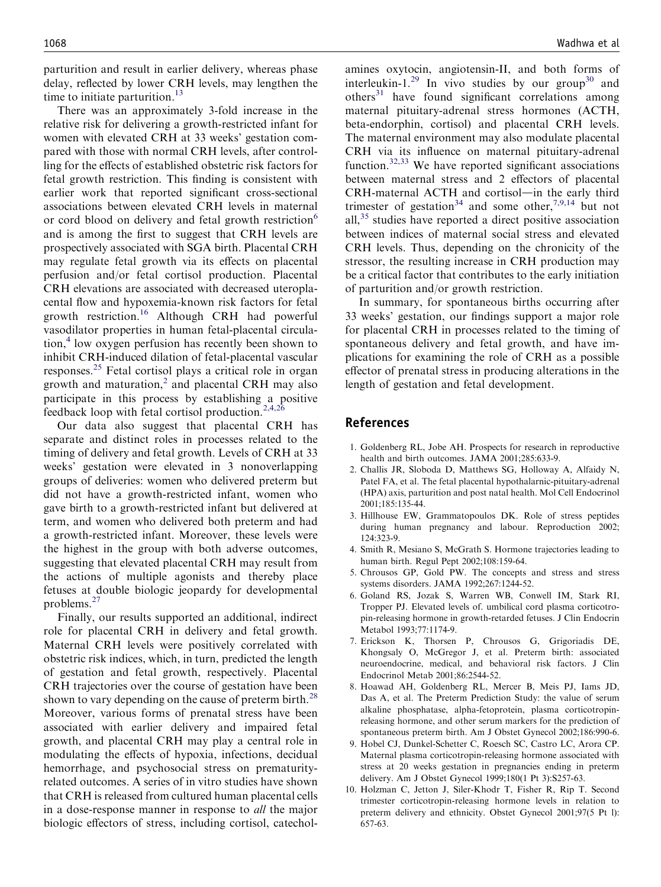parturition and result in earlier delivery, whereas phase delay, reflected by lower CRH levels, may lengthen the time to initiate parturition.[13]

There was an approximately 3-fold increase in the relative risk for delivering a growth-restricted infant for women with elevated CRH at 33 weeks' gestation compared with those with normal CRH levels, after controlling for the effects of established obstetric risk factors for fetal growth restriction. This finding is consistent with earlier work that reported significant cross-sectional associations between elevated CRH levels in maternal or cord blood on delivery and fetal growth restriction[6] and is among the first to suggest that CRH levels are prospectively associated with SGA birth. Placental CRH may regulate fetal growth via its effects on placental perfusion and/or fetal cortisol production. Placental CRH elevations are associated with decreased uteroplacental flow and hypoxemia-known risk factors for fetal growth restriction.[16] Although CRH had powerful vasodilator properties in human fetal-placental circulation,[4] low oxygen perfusion has recently been shown to inhibit CRH-induced dilation of fetal-placental vascular responses.[25] Fetal cortisol plays a critical role in organ growth and maturation,[2] and placental CRH may also participate in this process by establishing a positive feedback loop with fetal cortisol production.[2,4,26]

Our data also suggest that placental CRH has separate and distinct roles in processes related to the timing of delivery and fetal growth. Levels of CRH at 33 weeks' gestation were elevated in 3 nonoverlapping groups of deliveries: women who delivered preterm but did not have a growth-restricted infant, women who gave birth to a growth-restricted infant but delivered at term, and women who delivered both preterm and had a growth-restricted infant. Moreover, these levels were the highest in the group with both adverse outcomes, suggesting that elevated placental CRH may result from the actions of multiple agonists and thereby place fetuses at double biologic jeopardy for developmental problems.[27]

Finally, our results supported an additional, indirect role for placental CRH in delivery and fetal growth. Maternal CRH levels were positively correlated with obstetric risk indices, which, in turn, predicted the length of gestation and fetal growth, respectively. Placental CRH trajectories over the course of gestation have been shown to vary depending on the cause of preterm birth.[28] Moreover, various forms of prenatal stress have been associated with earlier delivery and impaired fetal growth, and placental CRH may play a central role in modulating the effects of hypoxia, infections, decidual hemorrhage, and psychosocial stress on prematurity-related outcomes. A series of in vitro studies have shown that CRH is released from cultured human placental cells in a dose-response manner in response to *all* the major biologic effectors of stress, including cortisol, catecholamines oxytocin, angiotensin-II, and both forms of interleukin-1.[29] In vivo studies by our group[30] and others[31] have found significant correlations among maternal pituitary-adrenal stress hormones (ACTH, beta-endorphin, cortisol) and placental CRH levels. The maternal environment may also modulate placental CRH via its influence on maternal pituitary-adrenal function.[32,33] We have reported significant associations between maternal stress and 2 effectors of placental CRH-maternal ACTH and cortisol—in the early third trimester of gestation[34] and some other,[7,9,14] but not all,[35] studies have reported a direct positive association between indices of maternal social stress and elevated CRH levels. Thus, depending on the chronicity of the stressor, the resulting increase in CRH production may be a critical factor that contributes to the early initiation of parturition and/or growth restriction.

In summary, for spontaneous births occurring after 33 weeks' gestation, our findings support a major role for placental CRH in processes related to the timing of spontaneous delivery and fetal growth, and have implications for examining the role of CRH as a possible effector of prenatal stress in producing alterations in the length of gestation and fetal development.

## References

1. Goldenberg RL, Jobe AH. Prospects for research in reproductive health and birth outcomes. JAMA 2001;285:633-9.
2. Challis JR, Sloboda D, Matthews SG, Holloway A, Alfaidy N, Patel FA, et al. The fetal placental hypothalarnic-pituitary-adrenal (HPA) axis, parturition and post natal health. Mol Cell Endocrinol 2001;185:135-44.
3. Hillhouse EW, Grammatopoulos DK. Role of stress peptides during human pregnancy and labour. Reproduction 2002; 124:323-9.
4. Smith R, Mesiano S, McGrath S. Hormone trajectories leading to human birth. Regul Pept 2002;108:159-64.
5. Chrousos GP, Gold PW. The concepts and stress and stress systems disorders. JAMA 1992;267:1244-52.
6. Goland RS, Jozak S, Warren WB, Conwell IM, Stark RI, Tropper PJ. Elevated levels of. umbilical cord plasma corticotropin-releasing hormone in growth-retarded fetuses. J Clin Endocrin Metabol 1993;77:1174-9.
7. Erickson K, Thorsen P, Chrousos G, Grigoriadis DE, Khongsaly O, McGregor J, et al. Preterm birth: associated neuroendocrine, medical, and behavioral risk factors. J Clin Endocrinol Metab 2001;86:2544-52.
8. Hoawad AH, Goldenberg RL, Mercer B, Meis PJ, Iams JD, Das A, et al. The Preterm Prediction Study: the value of serum alkaline phosphatase, alpha-fetoprotein, plasma corticotropin-releasing hormone, and other serum markers for the prediction of spontaneous preterm birth. Am J Obstet Gynecol 2002;186:990-6.
9. Hobel CJ, Dunkel-Schetter C, Roesch SC, Castro LC, Arora CP. Maternal plasma corticotropin-releasing hormone associated with stress at 20 weeks gestation in pregnancies ending in preterm delivery. Am J Obstet Gynecol 1999;180(1 Pt 3):S257-63.
10. Holzman C, Jetton J, Siler-Khodr T, Fisher R, Rip T. Second trimester corticotropin-releasing hormone levels in relation to preterm delivery and ethnicity. Obstet Gynecol 2001;97(5 Pt l): 657-63.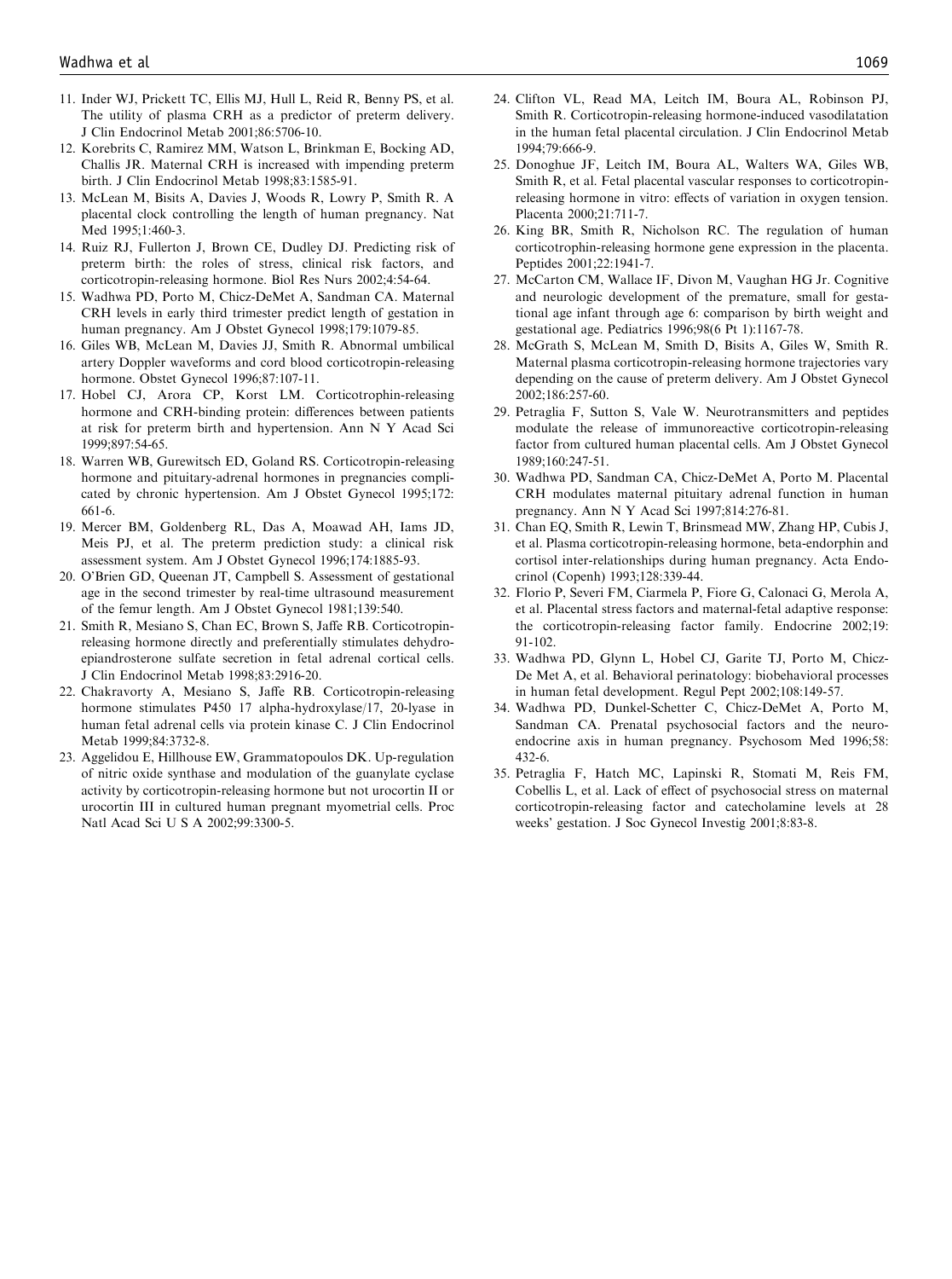11. Inder WJ, Prickett TC, Ellis MJ, Hull L, Reid R, Benny PS, et al. The utility of plasma CRH as a predictor of preterm delivery. J Clin Endocrinol Metab 2001;86:5706-10.
12. Korebrits C, Ramirez MM, Watson L, Brinkman E, Bocking AD, Challis JR. Maternal CRH is increased with impending preterm birth. J Clin Endocrinol Metab 1998;83:1585-91.
13. McLean M, Bisits A, Davies J, Woods R, Lowry P, Smith R. A placental clock controlling the length of human pregnancy. Nat Med 1995;1:460-3.
14. Ruiz RJ, Fullerton J, Brown CE, Dudley DJ. Predicting risk of preterm birth: the roles of stress, clinical risk factors, and corticotropin-releasing hormone. Biol Res Nurs 2002;4:54-64.
15. Wadhwa PD, Porto M, Chicz-DeMet A, Sandman CA. Maternal CRH levels in early third trimester predict length of gestation in human pregnancy. Am J Obstet Gynecol 1998;179:1079-85.
16. Giles WB, McLean M, Davies JJ, Smith R. Abnormal umbilical artery Doppler waveforms and cord blood corticotropin-releasing hormone. Obstet Gynecol 1996;87:107-11.
17. Hobel CJ, Arora CP, Korst LM. Corticotrophin-releasing hormone and CRH-binding protein: differences between patients at risk for preterm birth and hypertension. Ann N Y Acad Sci 1999;897:54-65.
18. Warren WB, Gurewitsch ED, Goland RS. Corticotropin-releasing hormone and pituitary-adrenal hormones in pregnancies complicated by chronic hypertension. Am J Obstet Gynecol 1995;172: 661-6.
19. Mercer BM, Goldenberg RL, Das A, Moawad AH, Iams JD, Meis PJ, et al. The preterm prediction study: a clinical risk assessment system. Am J Obstet Gynecol 1996;174:1885-93.
20. O'Brien GD, Queenan JT, Campbell S. Assessment of gestational age in the second trimester by real-time ultrasound measurement of the femur length. Am J Obstet Gynecol 1981;139:540.
21. Smith R, Mesiano S, Chan EC, Brown S, Jaffe RB. Corticotropin-releasing hormone directly and preferentially stimulates dehydroepiandrosterone sulfate secretion in fetal adrenal cortical cells. J Clin Endocrinol Metab 1998;83:2916-20.
22. Chakravorty A, Mesiano S, Jaffe RB. Corticotropin-releasing hormone stimulates P450 17 alpha-hydroxylase/17, 20-lyase in human fetal adrenal cells via protein kinase C. J Clin Endocrinol Metab 1999;84:3732-8.
23. Aggelidou E, Hillhouse EW, Grammatopoulos DK. Up-regulation of nitric oxide synthase and modulation of the guanylate cyclase activity by corticotropin-releasing hormone but not urocortin II or urocortin III in cultured human pregnant myometrial cells. Proc Natl Acad Sci U S A 2002;99:3300-5.
24. Clifton VL, Read MA, Leitch IM, Boura AL, Robinson PJ, Smith R. Corticotropin-releasing hormone-induced vasodilatation in the human fetal placental circulation. J Clin Endocrinol Metab 1994;79:666-9.
25. Donoghue JF, Leitch IM, Boura AL, Walters WA, Giles WB, Smith R, et al. Fetal placental vascular responses to corticotropin-releasing hormone in vitro: effects of variation in oxygen tension. Placenta 2000;21:711-7.
26. King BR, Smith R, Nicholson RC. The regulation of human corticotrophin-releasing hormone gene expression in the placenta. Peptides 2001;22:1941-7.
27. McCarton CM, Wallace IF, Divon M, Vaughan HG Jr. Cognitive and neurologic development of the premature, small for gestational age infant through age 6: comparison by birth weight and gestational age. Pediatrics 1996;98(6 Pt 1):1167-78.
28. McGrath S, McLean M, Smith D, Bisits A, Giles W, Smith R. Maternal plasma corticotropin-releasing hormone trajectories vary depending on the cause of preterm delivery. Am J Obstet Gynecol 2002;186:257-60.
29. Petraglia F, Sutton S, Vale W. Neurotransmitters and peptides modulate the release of immunoreactive corticotropin-releasing factor from cultured human placental cells. Am J Obstet Gynecol 1989;160:247-51.
30. Wadhwa PD, Sandman CA, Chicz-DeMet A, Porto M. Placental CRH modulates maternal pituitary adrenal function in human pregnancy. Ann N Y Acad Sci 1997;814:276-81.
31. Chan EQ, Smith R, Lewin T, Brinsmead MW, Zhang HP, Cubis J, et al. Plasma corticotropin-releasing hormone, beta-endorphin and cortisol inter-relationships during human pregnancy. Acta Endocrinol (Copenh) 1993;128:339-44.
32. Florio P, Severi FM, Ciarmela P, Fiore G, Calonaci G, Merola A, et al. Placental stress factors and maternal-fetal adaptive response: the corticotropin-releasing factor family. Endocrine 2002;19: 91-102.
33. Wadhwa PD, Glynn L, Hobel CJ, Garite TJ, Porto M, Chicz-De Met A, et al. Behavioral perinatology: biobehavioral processes in human fetal development. Regul Pept 2002;108:149-57.
34. Wadhwa PD, Dunkel-Schetter C, Chicz-DeMet A, Porto M, Sandman CA. Prenatal psychosocial factors and the neuroendocrine axis in human pregnancy. Psychosom Med 1996;58: 432-6.
35. Petraglia F, Hatch MC, Lapinski R, Stomati M, Reis FM, Cobellis L, et al. Lack of effect of psychosocial stress on maternal corticotropin-releasing factor and catecholamine levels at 28 weeks' gestation. J Soc Gynecol Investig 2001;8:83-8.